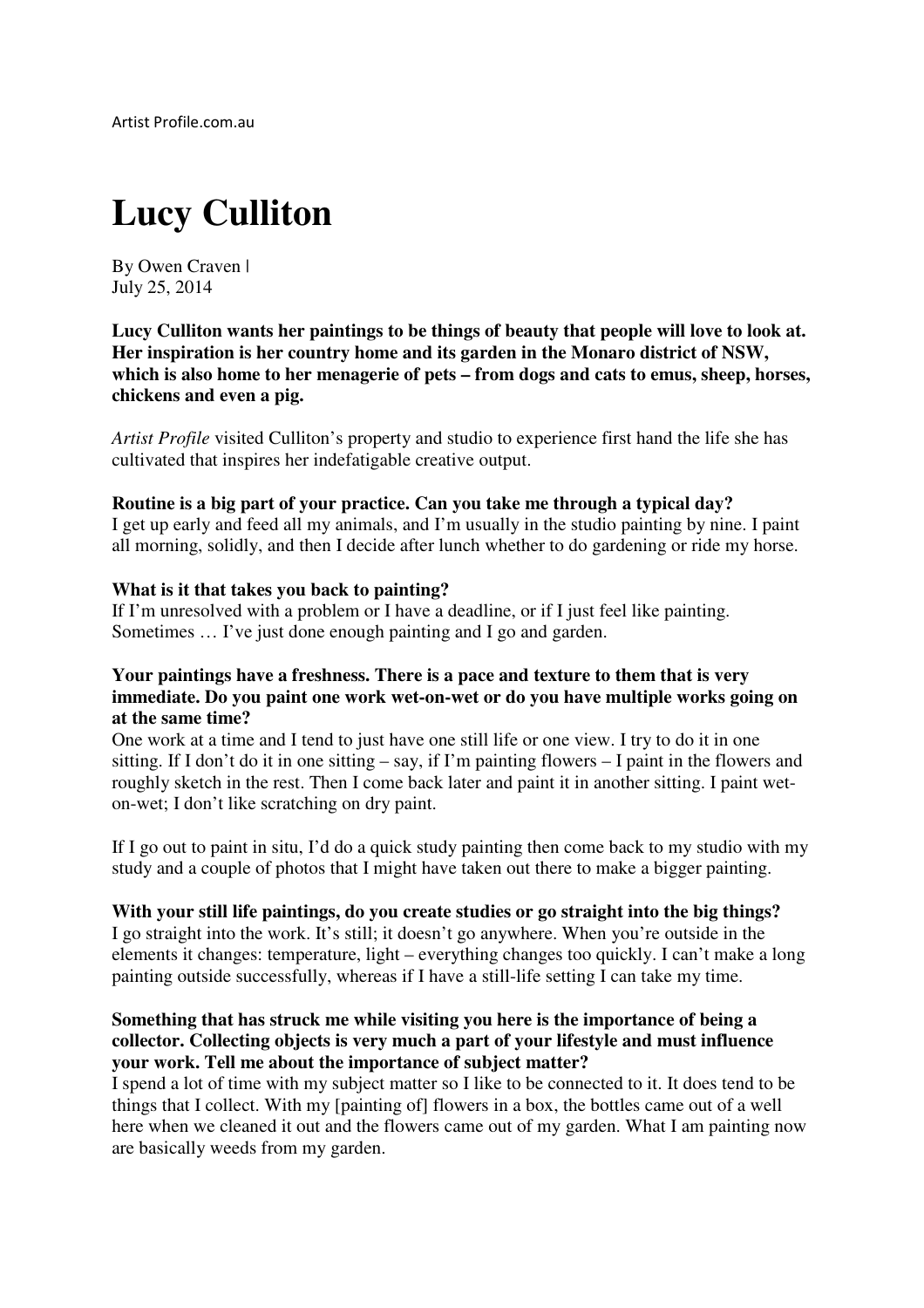Artist Profile.com.au

# Lucy Culliton

By Owen Craven |
July 25, 2014

**Lucy Culliton wants her paintings to be things of beauty that people will love to look at. Her inspiration is her country home and its garden in the Monaro district of NSW, which is also home to her menagerie of pets – from dogs and cats to emus, sheep, horses, chickens and even a pig.**

*Artist Profile* visited Culliton's property and studio to experience first hand the life she has cultivated that inspires her indefatigable creative output.

**Routine is a big part of your practice. Can you take me through a typical day?**
I get up early and feed all my animals, and I'm usually in the studio painting by nine. I paint all morning, solidly, and then I decide after lunch whether to do gardening or ride my horse.

**What is it that takes you back to painting?**
If I'm unresolved with a problem or I have a deadline, or if I just feel like painting. Sometimes … I've just done enough painting and I go and garden.

**Your paintings have a freshness. There is a pace and texture to them that is very immediate. Do you paint one work wet-on-wet or do you have multiple works going on at the same time?**
One work at a time and I tend to just have one still life or one view. I try to do it in one sitting. If I don't do it in one sitting – say, if I'm painting flowers – I paint in the flowers and roughly sketch in the rest. Then I come back later and paint it in another sitting. I paint wet-on-wet; I don't like scratching on dry paint.

If I go out to paint in situ, I'd do a quick study painting then come back to my studio with my study and a couple of photos that I might have taken out there to make a bigger painting.

**With your still life paintings, do you create studies or go straight into the big things?**
I go straight into the work. It's still; it doesn't go anywhere. When you're outside in the elements it changes: temperature, light – everything changes too quickly. I can't make a long painting outside successfully, whereas if I have a still-life setting I can take my time.

**Something that has struck me while visiting you here is the importance of being a collector. Collecting objects is very much a part of your lifestyle and must influence your work. Tell me about the importance of subject matter?**
I spend a lot of time with my subject matter so I like to be connected to it. It does tend to be things that I collect. With my [painting of] flowers in a box, the bottles came out of a well here when we cleaned it out and the flowers came out of my garden. What I am painting now are basically weeds from my garden.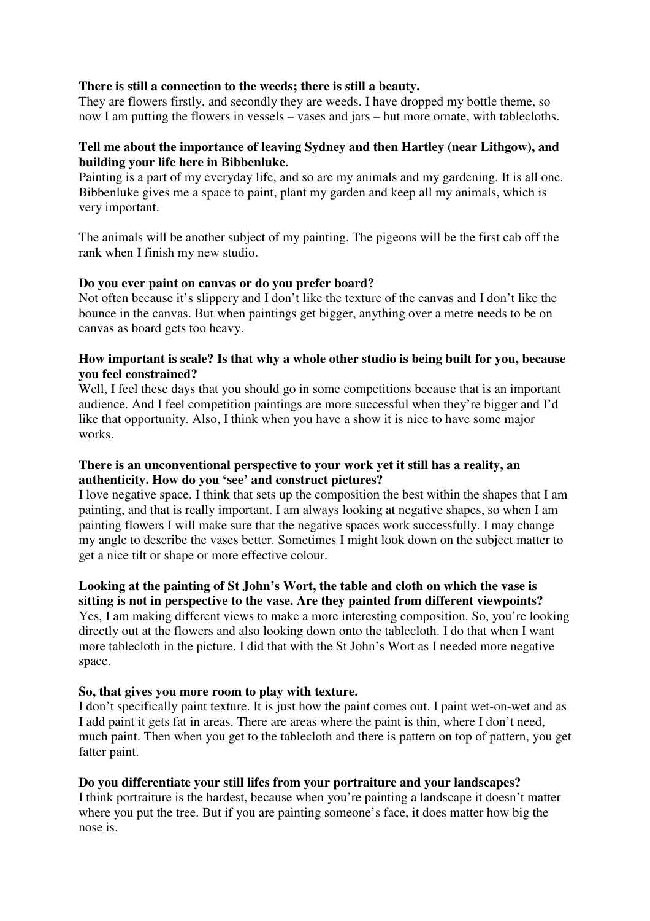**There is still a connection to the weeds; there is still a beauty.**

They are flowers firstly, and secondly they are weeds. I have dropped my bottle theme, so now I am putting the flowers in vessels – vases and jars – but more ornate, with tablecloths.

**Tell me about the importance of leaving Sydney and then Hartley (near Lithgow), and building your life here in Bibbenluke.**

Painting is a part of my everyday life, and so are my animals and my gardening. It is all one. Bibbenluke gives me a space to paint, plant my garden and keep all my animals, which is very important.

The animals will be another subject of my painting. The pigeons will be the first cab off the rank when I finish my new studio.

**Do you ever paint on canvas or do you prefer board?**

Not often because it's slippery and I don't like the texture of the canvas and I don't like the bounce in the canvas. But when paintings get bigger, anything over a metre needs to be on canvas as board gets too heavy.

**How important is scale? Is that why a whole other studio is being built for you, because you feel constrained?**

Well, I feel these days that you should go in some competitions because that is an important audience. And I feel competition paintings are more successful when they're bigger and I'd like that opportunity. Also, I think when you have a show it is nice to have some major works.

**There is an unconventional perspective to your work yet it still has a reality, an authenticity. How do you 'see' and construct pictures?**

I love negative space. I think that sets up the composition the best within the shapes that I am painting, and that is really important. I am always looking at negative shapes, so when I am painting flowers I will make sure that the negative spaces work successfully. I may change my angle to describe the vases better. Sometimes I might look down on the subject matter to get a nice tilt or shape or more effective colour.

**Looking at the painting of St John's Wort, the table and cloth on which the vase is sitting is not in perspective to the vase. Are they painted from different viewpoints?**

Yes, I am making different views to make a more interesting composition. So, you're looking directly out at the flowers and also looking down onto the tablecloth. I do that when I want more tablecloth in the picture. I did that with the St John's Wort as I needed more negative space.

**So, that gives you more room to play with texture.**

I don't specifically paint texture. It is just how the paint comes out. I paint wet-on-wet and as I add paint it gets fat in areas. There are areas where the paint is thin, where I don't need, much paint. Then when you get to the tablecloth and there is pattern on top of pattern, you get fatter paint.

**Do you differentiate your still lifes from your portraiture and your landscapes?**

I think portraiture is the hardest, because when you're painting a landscape it doesn't matter where you put the tree. But if you are painting someone's face, it does matter how big the nose is.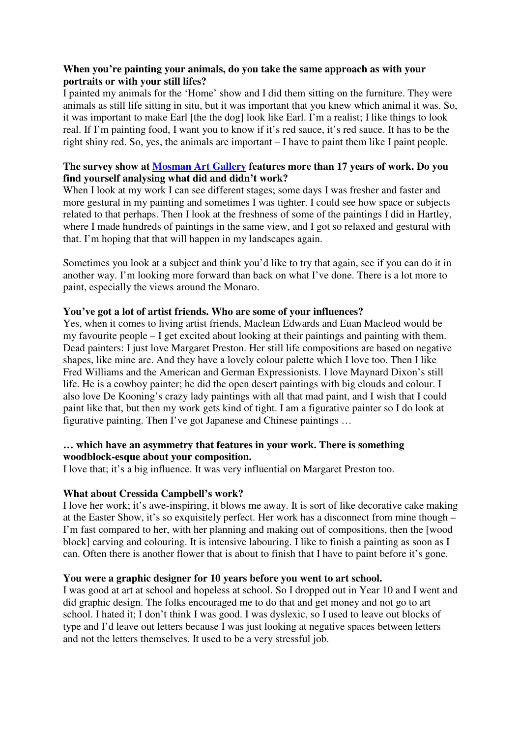**When you're painting your animals, do you take the same approach as with your portraits or with your still lifes?**
I painted my animals for the 'Home' show and I did them sitting on the furniture. They were animals as still life sitting in situ, but it was important that you knew which animal it was. So, it was important to make Earl [the the dog] look like Earl. I'm a realist; I like things to look real. If I'm painting food, I want you to know if it's red sauce, it's red sauce. It has to be the right shiny red. So, yes, the animals are important – I have to paint them like I paint people.

**The survey show at Mosman Art Gallery features more than 17 years of work. Do you find yourself analysing what did and didn't work?**
When I look at my work I can see different stages; some days I was fresher and faster and more gestural in my painting and sometimes I was tighter. I could see how space or subjects related to that perhaps. Then I look at the freshness of some of the paintings I did in Hartley, where I made hundreds of paintings in the same view, and I got so relaxed and gestural with that. I'm hoping that that will happen in my landscapes again.

Sometimes you look at a subject and think you'd like to try that again, see if you can do it in another way. I'm looking more forward than back on what I've done. There is a lot more to paint, especially the views around the Monaro.

**You've got a lot of artist friends. Who are some of your influences?**
Yes, when it comes to living artist friends, Maclean Edwards and Euan Macleod would be my favourite people – I get excited about looking at their paintings and painting with them. Dead painters: I just love Margaret Preston. Her still life compositions are based on negative shapes, like mine are. And they have a lovely colour palette which I love too. Then I like Fred Williams and the American and German Expressionists. I love Maynard Dixon's still life. He is a cowboy painter; he did the open desert paintings with big clouds and colour. I also love De Kooning's crazy lady paintings with all that mad paint, and I wish that I could paint like that, but then my work gets kind of tight. I am a figurative painter so I do look at figurative painting. Then I've got Japanese and Chinese paintings …

**… which have an asymmetry that features in your work. There is something woodblock-esque about your composition.**
I love that; it's a big influence. It was very influential on Margaret Preston too.

**What about Cressida Campbell's work?**
I love her work; it's awe-inspiring, it blows me away. It is sort of like decorative cake making at the Easter Show, it's so exquisitely perfect. Her work has a disconnect from mine though – I'm fast compared to her, with her planning and making out of compositions, then the [wood block] carving and colouring. It is intensive labouring. I like to finish a painting as soon as I can. Often there is another flower that is about to finish that I have to paint before it's gone.

**You were a graphic designer for 10 years before you went to art school.**
I was good at art at school and hopeless at school. So I dropped out in Year 10 and I went and did graphic design. The folks encouraged me to do that and get money and not go to art school. I hated it; I don't think I was good. I was dyslexic, so I used to leave out blocks of type and I'd leave out letters because I was just looking at negative spaces between letters and not the letters themselves. It used to be a very stressful job.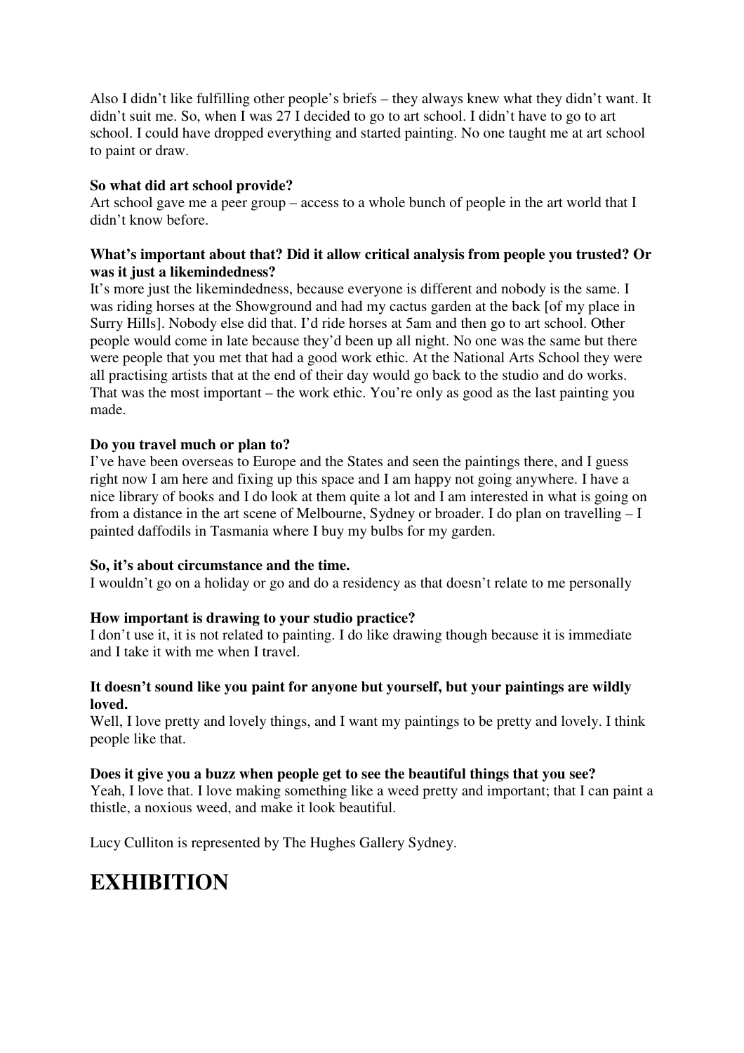Also I didn't like fulfilling other people's briefs – they always knew what they didn't want. It didn't suit me. So, when I was 27 I decided to go to art school. I didn't have to go to art school. I could have dropped everything and started painting. No one taught me at art school to paint or draw.

**So what did art school provide?**
Art school gave me a peer group – access to a whole bunch of people in the art world that I didn't know before.

**What's important about that? Did it allow critical analysis from people you trusted? Or was it just a likemindedness?**
It's more just the likemindedness, because everyone is different and nobody is the same. I was riding horses at the Showground and had my cactus garden at the back [of my place in Surry Hills]. Nobody else did that. I'd ride horses at 5am and then go to art school. Other people would come in late because they'd been up all night. No one was the same but there were people that you met that had a good work ethic. At the National Arts School they were all practising artists that at the end of their day would go back to the studio and do works. That was the most important – the work ethic. You're only as good as the last painting you made.

**Do you travel much or plan to?**
I've have been overseas to Europe and the States and seen the paintings there, and I guess right now I am here and fixing up this space and I am happy not going anywhere. I have a nice library of books and I do look at them quite a lot and I am interested in what is going on from a distance in the art scene of Melbourne, Sydney or broader. I do plan on travelling – I painted daffodils in Tasmania where I buy my bulbs for my garden.

**So, it's about circumstance and the time.**
I wouldn't go on a holiday or go and do a residency as that doesn't relate to me personally

**How important is drawing to your studio practice?**
I don't use it, it is not related to painting. I do like drawing though because it is immediate and I take it with me when I travel.

**It doesn't sound like you paint for anyone but yourself, but your paintings are wildly loved.**
Well, I love pretty and lovely things, and I want my paintings to be pretty and lovely. I think people like that.

**Does it give you a buzz when people get to see the beautiful things that you see?**
Yeah, I love that. I love making something like a weed pretty and important; that I can paint a thistle, a noxious weed, and make it look beautiful.

Lucy Culliton is represented by The Hughes Gallery Sydney.

# EXHIBITION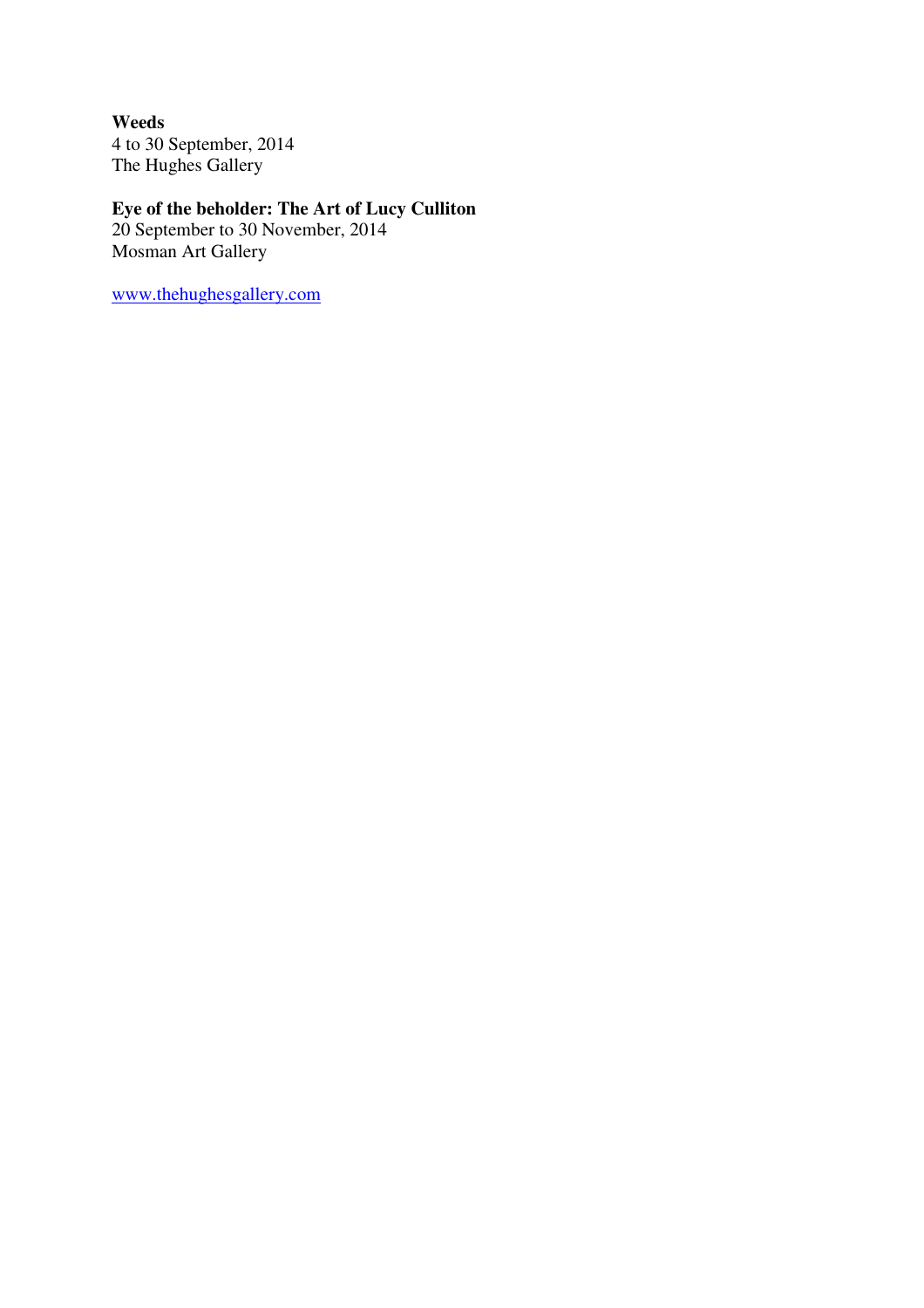**Weeds**
4 to 30 September, 2014
The Hughes Gallery

**Eye of the beholder: The Art of Lucy Culliton**
20 September to 30 November, 2014
Mosman Art Gallery

www.thehughesgallery.com